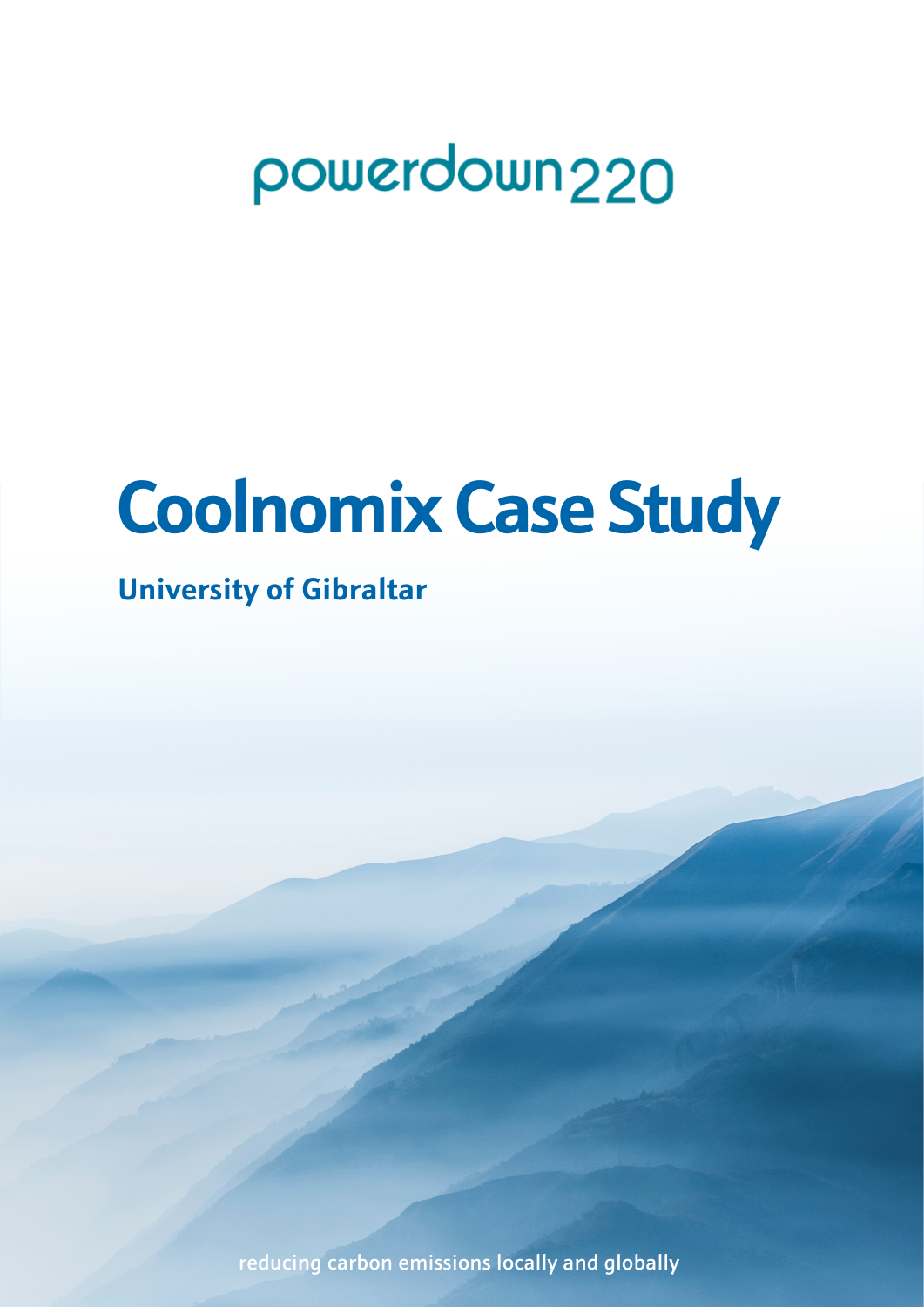powerdown220

# Coolnomix Case Study

## University of Gibraltar

reducing carbon emissions locally and globally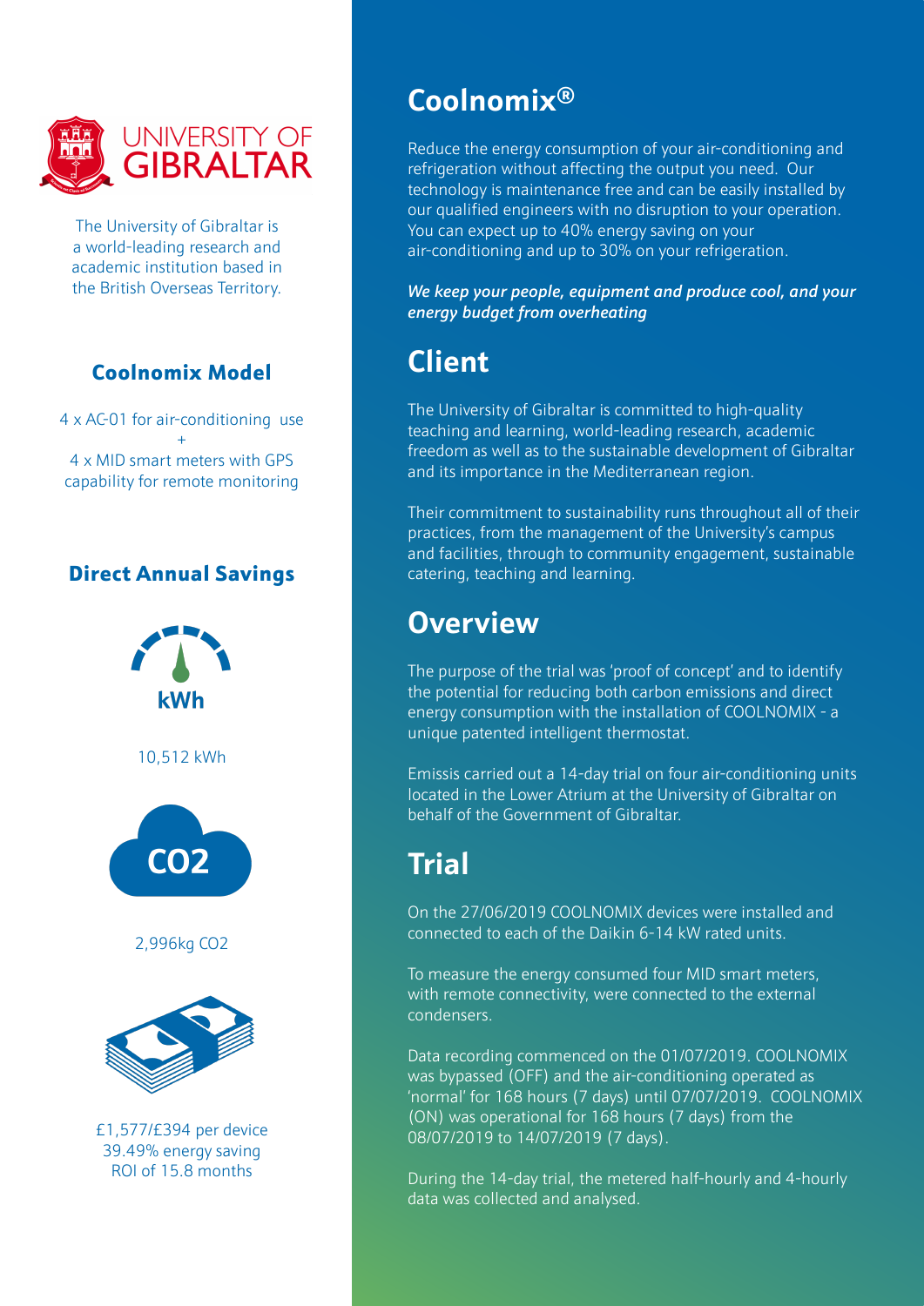# UNIVERSITY OF GIBRALTAR

The University of Gibraltar is a world-leading research and academic institution based in the British Overseas Territory.

## Coolnomix Model

4 x AC-01 for air-conditioning use
+
4 x MID smart meters with GPS capability for remote monitoring

## Direct Annual Savings

kWh

10,512 kWh

CO2

2,996kg CO2

£1,577/£394 per device
39.49% energy saving
ROI of 15.8 months

# Coolnomix®

Reduce the energy consumption of your air-conditioning and refrigeration without affecting the output you need. Our technology is maintenance free and can be easily installed by our qualified engineers with no disruption to your operation. You can expect up to 40% energy saving on your air-conditioning and up to 30% on your refrigeration.

***We keep your people, equipment and produce cool, and your energy budget from overheating***

# Client

The University of Gibraltar is committed to high-quality teaching and learning, world-leading research, academic freedom as well as to the sustainable development of Gibraltar and its importance in the Mediterranean region.

Their commitment to sustainability runs throughout all of their practices, from the management of the University's campus and facilities, through to community engagement, sustainable catering, teaching and learning.

# Overview

The purpose of the trial was 'proof of concept' and to identify the potential for reducing both carbon emissions and direct energy consumption with the installation of COOLNOMIX - a unique patented intelligent thermostat.

Emissis carried out a 14-day trial on four air-conditioning units located in the Lower Atrium at the University of Gibraltar on behalf of the Government of Gibraltar.

# Trial

On the 27/06/2019 COOLNOMIX devices were installed and connected to each of the Daikin 6-14 kW rated units.

To measure the energy consumed four MID smart meters, with remote connectivity, were connected to the external condensers.

Data recording commenced on the 01/07/2019. COOLNOMIX was bypassed (OFF) and the air-conditioning operated as 'normal' for 168 hours (7 days) until 07/07/2019. COOLNOMIX (ON) was operational for 168 hours (7 days) from the 08/07/2019 to 14/07/2019 (7 days).

During the 14-day trial, the metered half-hourly and 4-hourly data was collected and analysed.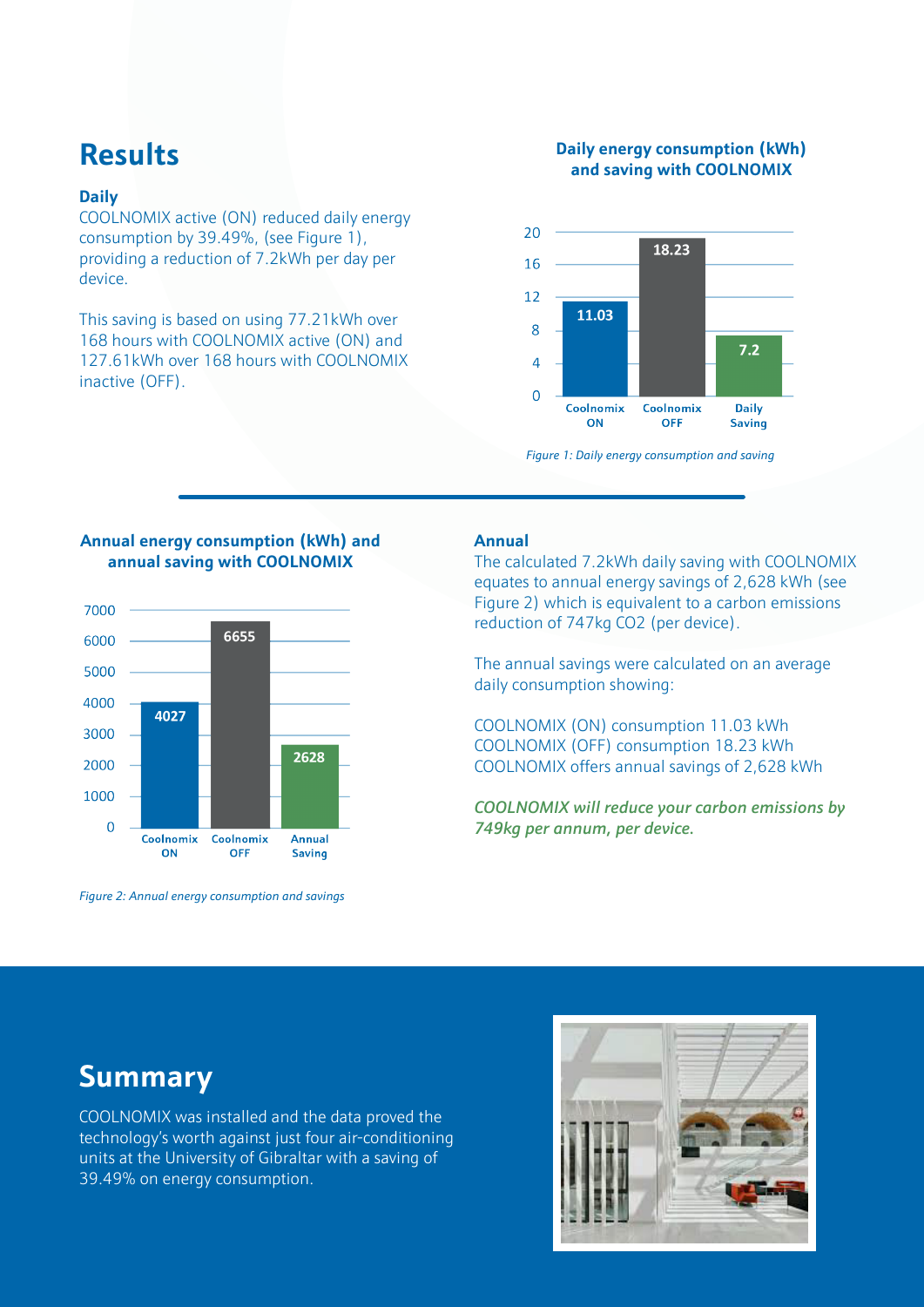# Results

### Daily

COOLNOMIX active (ON) reduced daily energy consumption by 39.49%, (see Figure 1), providing a reduction of 7.2kWh per day per device.

This saving is based on using 77.21kWh over 168 hours with COOLNOMIX active (ON) and 127.61kWh over 168 hours with COOLNOMIX inactive (OFF).

**Daily energy consumption (kWh) and saving with COOLNOMIX**

| | Coolnomix ON | Coolnomix OFF | Daily Saving |
|---|---|---|---|
| kWh | 11.03 | 18.23 | 7.2 |

*Figure 1: Daily energy consumption and saving*

**Annual energy consumption (kWh) and annual saving with COOLNOMIX**

| | Coolnomix ON | Coolnomix OFF | Annual Saving |
|---|---|---|---|
| kWh | 4027 | 6655 | 2628 |

*Figure 2: Annual energy consumption and savings*

### Annual

The calculated 7.2kWh daily saving with COOLNOMIX equates to annual energy savings of 2,628 kWh (see Figure 2) which is equivalent to a carbon emissions reduction of 747kg $CO_2$ (per device).

The annual savings were calculated on an average daily consumption showing:

COOLNOMIX (ON) consumption 11.03 kWh
COOLNOMIX (OFF) consumption 18.23 kWh
COOLNOMIX offers annual savings of 2,628 kWh

***COOLNOMIX will reduce your carbon emissions by 749kg per annum, per device.***

# Summary

COOLNOMIX was installed and the data proved the technology's worth against just four air-conditioning units at the University of Gibraltar with a saving of 39.49% on energy consumption.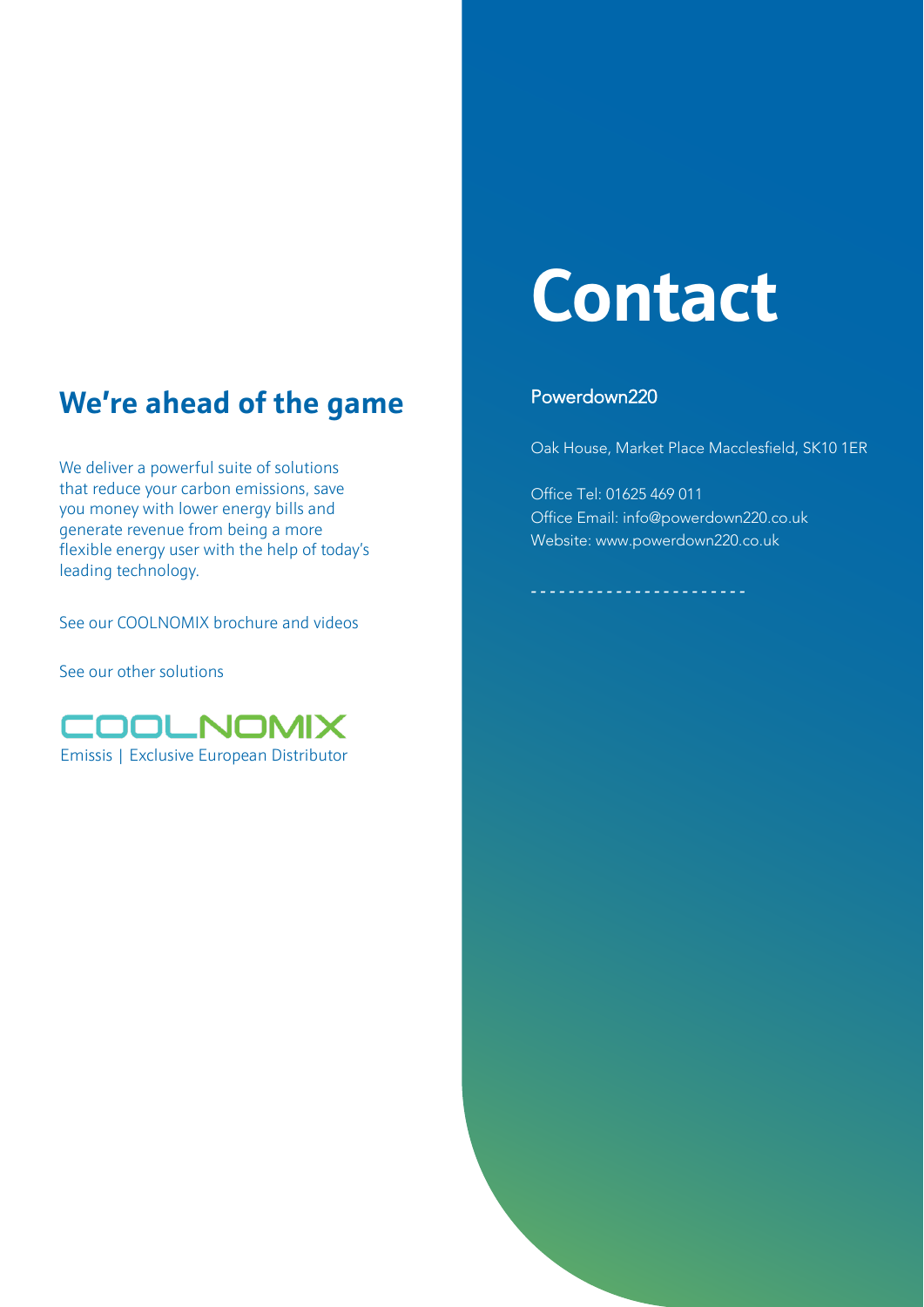## We're ahead of the game

We deliver a powerful suite of solutions that reduce your carbon emissions, save you money with lower energy bills and generate revenue from being a more flexible energy user with the help of today's leading technology.

See our COOLNOMIX brochure and videos

See our other solutions

COOLNOMIX

Emissis | Exclusive European Distributor

# Contact

Powerdown220

Oak House, Market Place Macclesfield, SK10 1ER

Office Tel: 01625 469 011
Office Email: info@powerdown220.co.uk
Website: www.powerdown220.co.uk